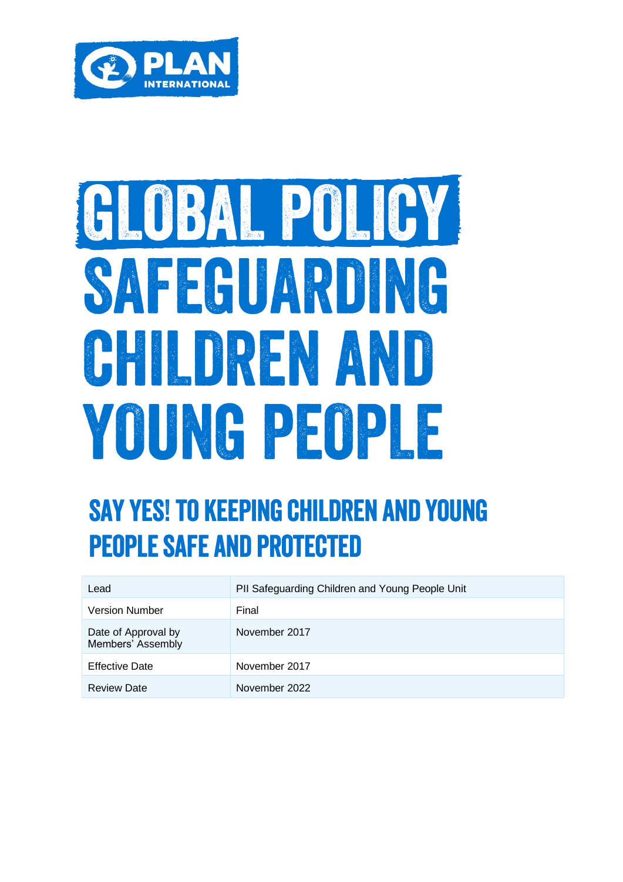PLAN INTERNATIONAL

# GLOBAL POLICY SAFEGUARDING CHILDREN AND YOUNG PEOPLE

## SAY YES! TO KEEPING CHILDREN AND YOUNG PEOPLE SAFE AND PROTECTED

| Lead | PII Safeguarding Children and Young People Unit |
|---|---|
| Version Number | Final |
| Date of Approval by Members' Assembly | November 2017 |
| Effective Date | November 2017 |
| Review Date | November 2022 |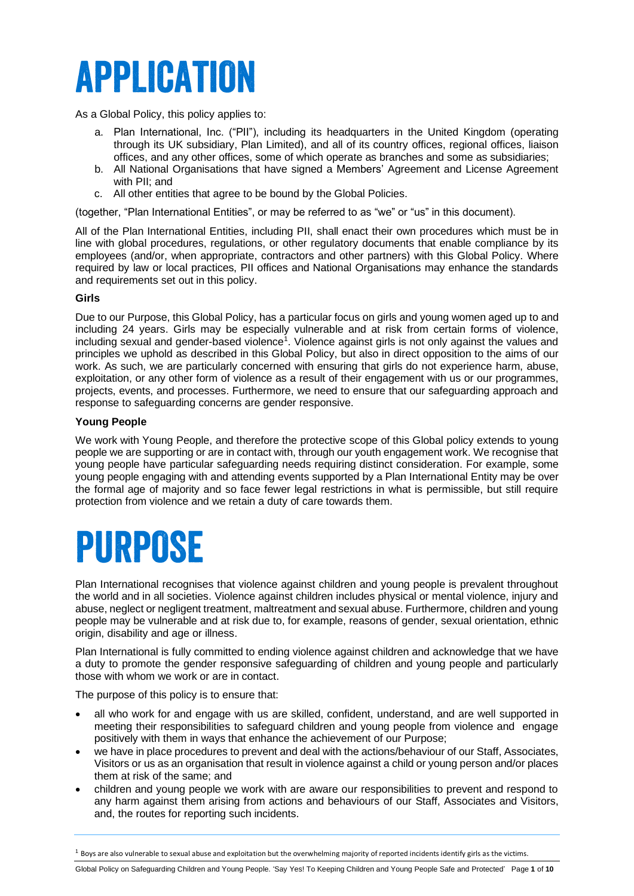# APPLICATION

As a Global Policy, this policy applies to:

a. Plan International, Inc. ("PII"), including its headquarters in the United Kingdom (operating through its UK subsidiary, Plan Limited), and all of its country offices, regional offices, liaison offices, and any other offices, some of which operate as branches and some as subsidiaries;
b. All National Organisations that have signed a Members' Agreement and License Agreement with PII; and
c. All other entities that agree to be bound by the Global Policies.

(together, "Plan International Entities", or may be referred to as "we" or "us" in this document).

All of the Plan International Entities, including PII, shall enact their own procedures which must be in line with global procedures, regulations, or other regulatory documents that enable compliance by its employees (and/or, when appropriate, contractors and other partners) with this Global Policy. Where required by law or local practices, PII offices and National Organisations may enhance the standards and requirements set out in this policy.

**Girls**

Due to our Purpose, this Global Policy, has a particular focus on girls and young women aged up to and including 24 years. Girls may be especially vulnerable and at risk from certain forms of violence, including sexual and gender-based violence[1]. Violence against girls is not only against the values and principles we uphold as described in this Global Policy, but also in direct opposition to the aims of our work. As such, we are particularly concerned with ensuring that girls do not experience harm, abuse, exploitation, or any other form of violence as a result of their engagement with us or our programmes, projects, events, and processes. Furthermore, we need to ensure that our safeguarding approach and response to safeguarding concerns are gender responsive.

**Young People**

We work with Young People, and therefore the protective scope of this Global policy extends to young people we are supporting or are in contact with, through our youth engagement work. We recognise that young people have particular safeguarding needs requiring distinct consideration. For example, some young people engaging with and attending events supported by a Plan International Entity may be over the formal age of majority and so face fewer legal restrictions in what is permissible, but still require protection from violence and we retain a duty of care towards them.

# PURPOSE

Plan International recognises that violence against children and young people is prevalent throughout the world and in all societies. Violence against children includes physical or mental violence, injury and abuse, neglect or negligent treatment, maltreatment and sexual abuse. Furthermore, children and young people may be vulnerable and at risk due to, for example, reasons of gender, sexual orientation, ethnic origin, disability and age or illness.

Plan International is fully committed to ending violence against children and acknowledge that we have a duty to promote the gender responsive safeguarding of children and young people and particularly those with whom we work or are in contact.

The purpose of this policy is to ensure that:

- all who work for and engage with us are skilled, confident, understand, and are well supported in meeting their responsibilities to safeguard children and young people from violence and engage positively with them in ways that enhance the achievement of our Purpose;
- we have in place procedures to prevent and deal with the actions/behaviour of our Staff, Associates, Visitors or us as an organisation that result in violence against a child or young person and/or places them at risk of the same; and
- children and young people we work with are aware our responsibilities to prevent and respond to any harm against them arising from actions and behaviours of our Staff, Associates and Visitors, and, the routes for reporting such incidents.

[1] Boys are also vulnerable to sexual abuse and exploitation but the overwhelming majority of reported incidents identify girls as the victims.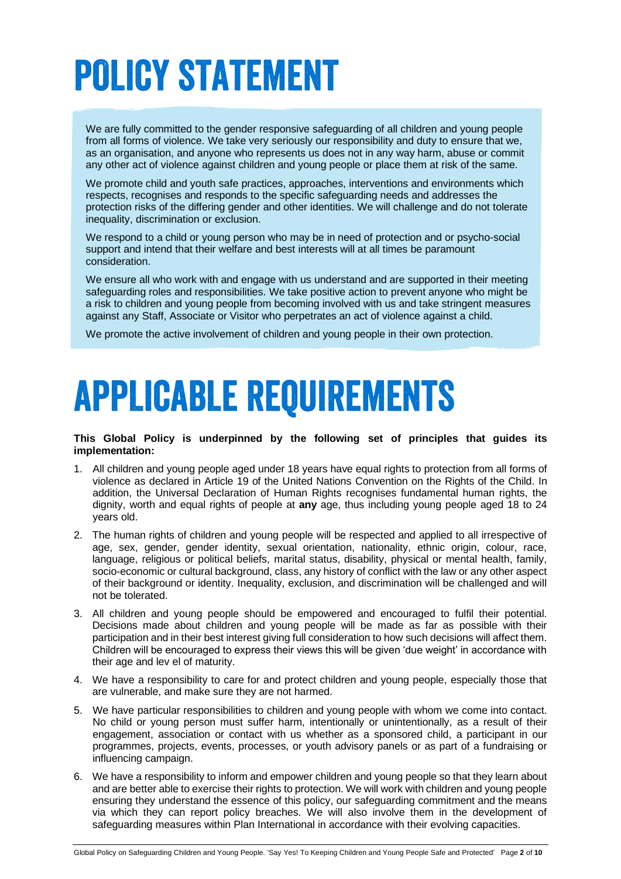# POLICY STATEMENT

We are fully committed to the gender responsive safeguarding of all children and young people from all forms of violence. We take very seriously our responsibility and duty to ensure that we, as an organisation, and anyone who represents us does not in any way harm, abuse or commit any other act of violence against children and young people or place them at risk of the same.

We promote child and youth safe practices, approaches, interventions and environments which respects, recognises and responds to the specific safeguarding needs and addresses the protection risks of the differing gender and other identities. We will challenge and do not tolerate inequality, discrimination or exclusion.

We respond to a child or young person who may be in need of protection and or psycho-social support and intend that their welfare and best interests will at all times be paramount consideration.

We ensure all who work with and engage with us understand and are supported in their meeting safeguarding roles and responsibilities. We take positive action to prevent anyone who might be a risk to children and young people from becoming involved with us and take stringent measures against any Staff, Associate or Visitor who perpetrates an act of violence against a child.

We promote the active involvement of children and young people in their own protection.

# APPLICABLE REQUIREMENTS

**This Global Policy is underpinned by the following set of principles that guides its implementation:**

1. All children and young people aged under 18 years have equal rights to protection from all forms of violence as declared in Article 19 of the United Nations Convention on the Rights of the Child. In addition, the Universal Declaration of Human Rights recognises fundamental human rights, the dignity, worth and equal rights of people at **any** age, thus including young people aged 18 to 24 years old.
2. The human rights of children and young people will be respected and applied to all irrespective of age, sex, gender, gender identity, sexual orientation, nationality, ethnic origin, colour, race, language, religious or political beliefs, marital status, disability, physical or mental health, family, socio-economic or cultural background, class, any history of conflict with the law or any other aspect of their background or identity. Inequality, exclusion, and discrimination will be challenged and will not be tolerated.
3. All children and young people should be empowered and encouraged to fulfil their potential. Decisions made about children and young people will be made as far as possible with their participation and in their best interest giving full consideration to how such decisions will affect them. Children will be encouraged to express their views this will be given 'due weight' in accordance with their age and lev el of maturity.
4. We have a responsibility to care for and protect children and young people, especially those that are vulnerable, and make sure they are not harmed.
5. We have particular responsibilities to children and young people with whom we come into contact. No child or young person must suffer harm, intentionally or unintentionally, as a result of their engagement, association or contact with us whether as a sponsored child, a participant in our programmes, projects, events, processes, or youth advisory panels or as part of a fundraising or influencing campaign.
6. We have a responsibility to inform and empower children and young people so that they learn about and are better able to exercise their rights to protection. We will work with children and young people ensuring they understand the essence of this policy, our safeguarding commitment and the means via which they can report policy breaches. We will also involve them in the development of safeguarding measures within Plan International in accordance with their evolving capacities.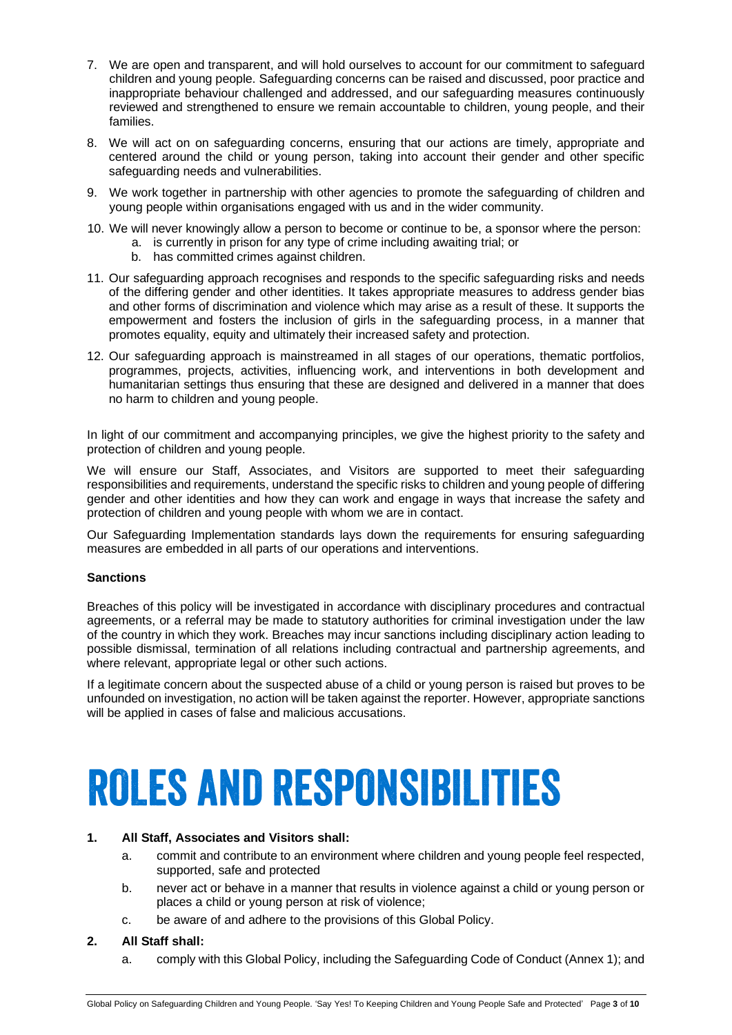7. We are open and transparent, and will hold ourselves to account for our commitment to safeguard children and young people. Safeguarding concerns can be raised and discussed, poor practice and inappropriate behaviour challenged and addressed, and our safeguarding measures continuously reviewed and strengthened to ensure we remain accountable to children, young people, and their families.
8. We will act on on safeguarding concerns, ensuring that our actions are timely, appropriate and centered around the child or young person, taking into account their gender and other specific safeguarding needs and vulnerabilities.
9. We work together in partnership with other agencies to promote the safeguarding of children and young people within organisations engaged with us and in the wider community.
10. We will never knowingly allow a person to become or continue to be, a sponsor where the person:
    a. is currently in prison for any type of crime including awaiting trial; or
    b. has committed crimes against children.
11. Our safeguarding approach recognises and responds to the specific safeguarding risks and needs of the differing gender and other identities. It takes appropriate measures to address gender bias and other forms of discrimination and violence which may arise as a result of these. It supports the empowerment and fosters the inclusion of girls in the safeguarding process, in a manner that promotes equality, equity and ultimately their increased safety and protection.
12. Our safeguarding approach is mainstreamed in all stages of our operations, thematic portfolios, programmes, projects, activities, influencing work, and interventions in both development and humanitarian settings thus ensuring that these are designed and delivered in a manner that does no harm to children and young people.

In light of our commitment and accompanying principles, we give the highest priority to the safety and protection of children and young people.

We will ensure our Staff, Associates, and Visitors are supported to meet their safeguarding responsibilities and requirements, understand the specific risks to children and young people of differing gender and other identities and how they can work and engage in ways that increase the safety and protection of children and young people with whom we are in contact.

Our Safeguarding Implementation standards lays down the requirements for ensuring safeguarding measures are embedded in all parts of our operations and interventions.

**Sanctions**

Breaches of this policy will be investigated in accordance with disciplinary procedures and contractual agreements, or a referral may be made to statutory authorities for criminal investigation under the law of the country in which they work. Breaches may incur sanctions including disciplinary action leading to possible dismissal, termination of all relations including contractual and partnership agreements, and where relevant, appropriate legal or other such actions.

If a legitimate concern about the suspected abuse of a child or young person is raised but proves to be unfounded on investigation, no action will be taken against the reporter. However, appropriate sanctions will be applied in cases of false and malicious accusations.

# ROLES AND RESPONSIBILITIES

**1. All Staff, Associates and Visitors shall:**

a. commit and contribute to an environment where children and young people feel respected, supported, safe and protected

b. never act or behave in a manner that results in violence against a child or young person or places a child or young person at risk of violence;

c. be aware of and adhere to the provisions of this Global Policy.

**2. All Staff shall:**

a. comply with this Global Policy, including the Safeguarding Code of Conduct (Annex 1); and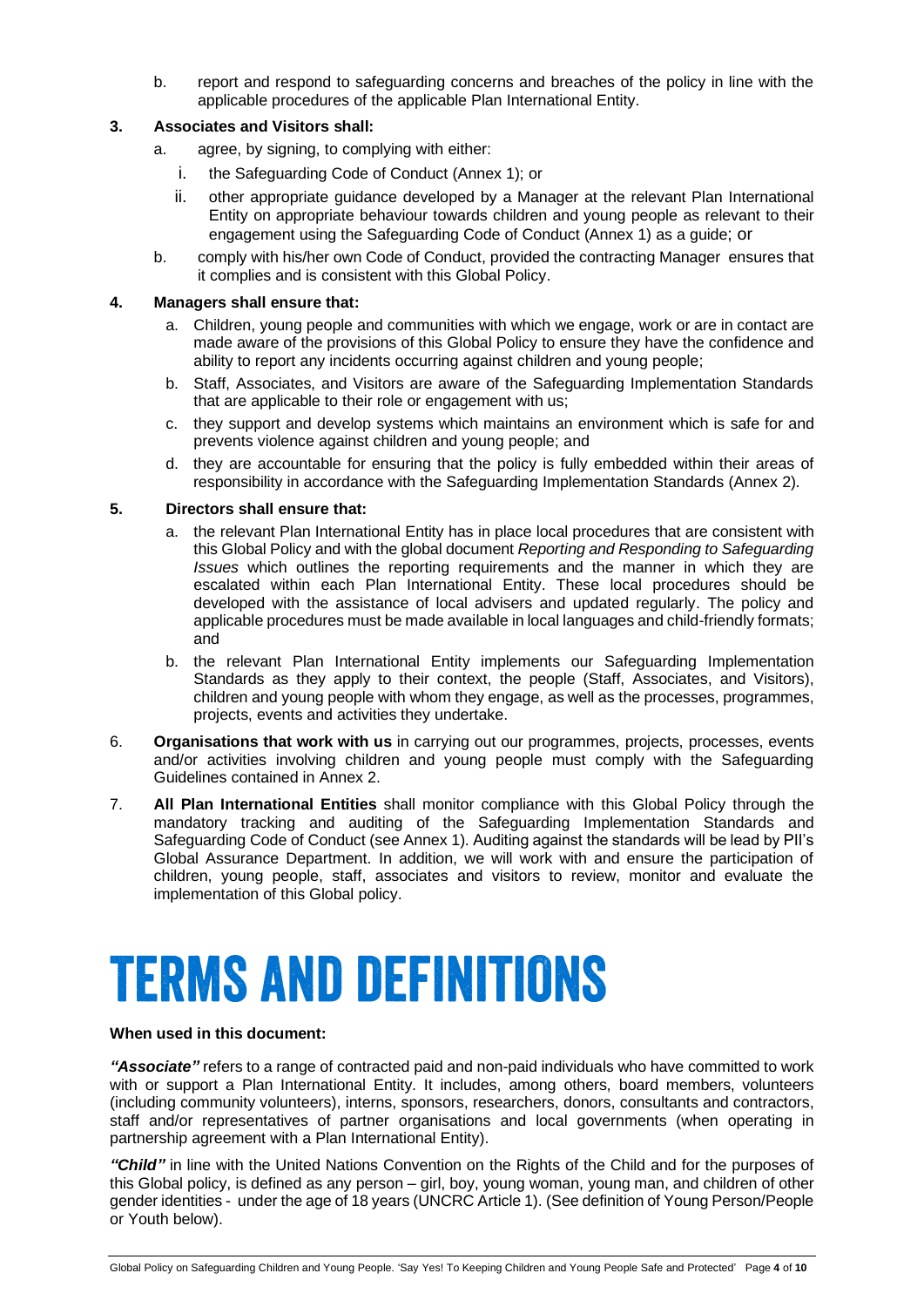b. report and respond to safeguarding concerns and breaches of the policy in line with the applicable procedures of the applicable Plan International Entity.

**3. Associates and Visitors shall:**

a. agree, by signing, to complying with either:

i. the Safeguarding Code of Conduct (Annex 1); or

ii. other appropriate guidance developed by a Manager at the relevant Plan International Entity on appropriate behaviour towards children and young people as relevant to their engagement using the Safeguarding Code of Conduct (Annex 1) as a guide; or

b. comply with his/her own Code of Conduct, provided the contracting Manager ensures that it complies and is consistent with this Global Policy.

**4. Managers shall ensure that:**

a. Children, young people and communities with which we engage, work or are in contact are made aware of the provisions of this Global Policy to ensure they have the confidence and ability to report any incidents occurring against children and young people;

b. Staff, Associates, and Visitors are aware of the Safeguarding Implementation Standards that are applicable to their role or engagement with us;

c. they support and develop systems which maintains an environment which is safe for and prevents violence against children and young people; and

d. they are accountable for ensuring that the policy is fully embedded within their areas of responsibility in accordance with the Safeguarding Implementation Standards (Annex 2).

**5. Directors shall ensure that:**

a. the relevant Plan International Entity has in place local procedures that are consistent with this Global Policy and with the global document *Reporting and Responding to Safeguarding Issues* which outlines the reporting requirements and the manner in which they are escalated within each Plan International Entity. These local procedures should be developed with the assistance of local advisers and updated regularly. The policy and applicable procedures must be made available in local languages and child-friendly formats; and

b. the relevant Plan International Entity implements our Safeguarding Implementation Standards as they apply to their context, the people (Staff, Associates, and Visitors), children and young people with whom they engage, as well as the processes, programmes, projects, events and activities they undertake.

6. **Organisations that work with us** in carrying out our programmes, projects, processes, events and/or activities involving children and young people must comply with the Safeguarding Guidelines contained in Annex 2.

7. **All Plan International Entities** shall monitor compliance with this Global Policy through the mandatory tracking and auditing of the Safeguarding Implementation Standards and Safeguarding Code of Conduct (see Annex 1). Auditing against the standards will be lead by PII's Global Assurance Department. In addition, we will work with and ensure the participation of children, young people, staff, associates and visitors to review, monitor and evaluate the implementation of this Global policy.

# TERMS AND DEFINITIONS

**When used in this document:**

***"Associate"*** refers to a range of contracted paid and non-paid individuals who have committed to work with or support a Plan International Entity. It includes, among others, board members, volunteers (including community volunteers), interns, sponsors, researchers, donors, consultants and contractors, staff and/or representatives of partner organisations and local governments (when operating in partnership agreement with a Plan International Entity).

***"Child"*** in line with the United Nations Convention on the Rights of the Child and for the purposes of this Global policy, is defined as any person – girl, boy, young woman, young man, and children of other gender identities - under the age of 18 years (UNCRC Article 1). (See definition of Young Person/People or Youth below).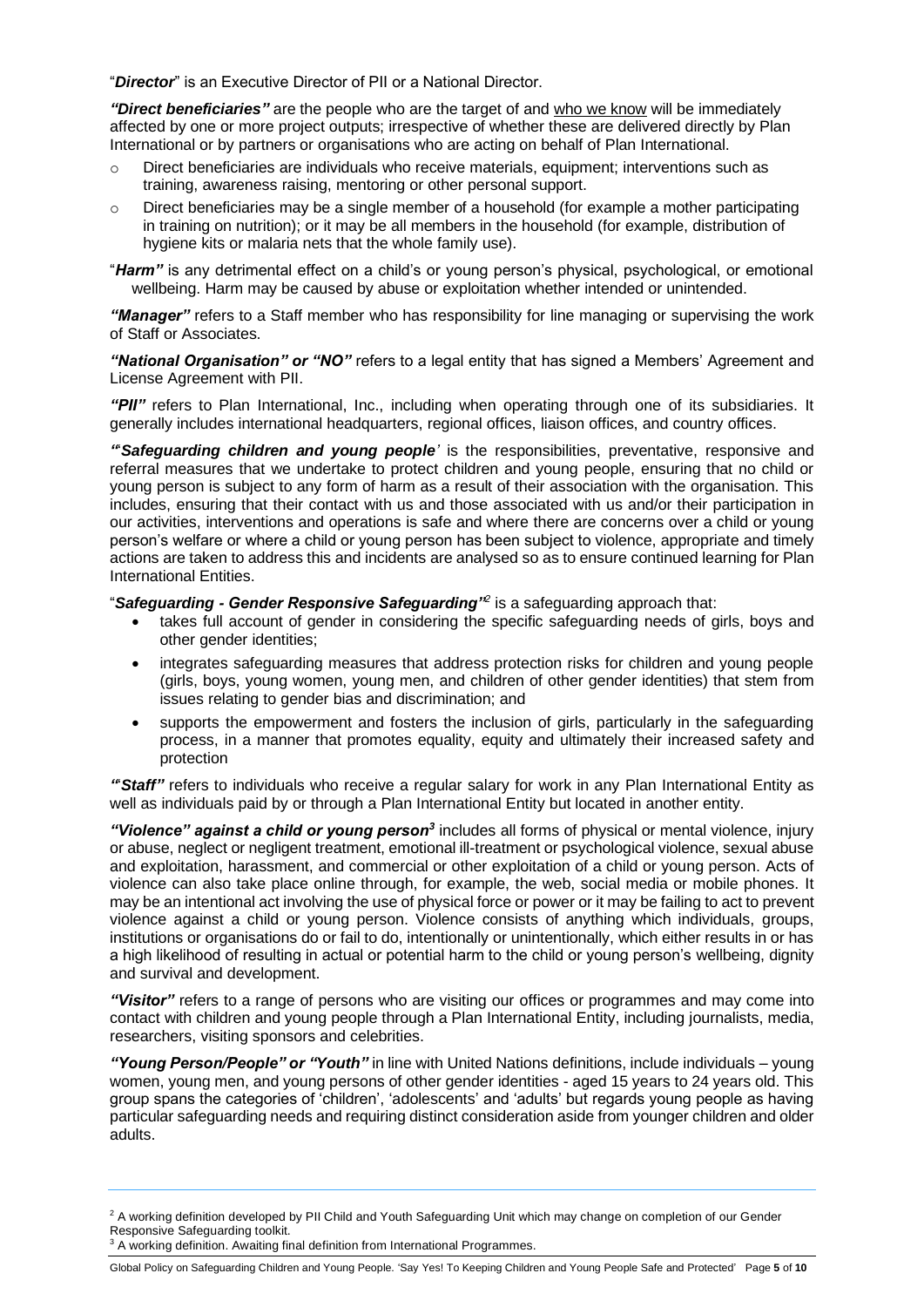"***Director***" is an Executive Director of PII or a National Director.

***"Direct beneficiaries"*** are the people who are the target of and who we know will be immediately affected by one or more project outputs; irrespective of whether these are delivered directly by Plan International or by partners or organisations who are acting on behalf of Plan International.

- Direct beneficiaries are individuals who receive materials, equipment; interventions such as training, awareness raising, mentoring or other personal support.
- Direct beneficiaries may be a single member of a household (for example a mother participating in training on nutrition); or it may be all members in the household (for example, distribution of hygiene kits or malaria nets that the whole family use).

"***Harm"*** is any detrimental effect on a child's or young person's physical, psychological, or emotional wellbeing. Harm may be caused by abuse or exploitation whether intended or unintended.

***"Manager"*** refers to a Staff member who has responsibility for line managing or supervising the work of Staff or Associates.

***"National Organisation" or "NO"*** refers to a legal entity that has signed a Members' Agreement and License Agreement with PII.

***"PII"*** refers to Plan International, Inc., including when operating through one of its subsidiaries. It generally includes international headquarters, regional offices, liaison offices, and country offices.

***'"Safeguarding children and young people'*** is the responsibilities, preventative, responsive and referral measures that we undertake to protect children and young people, ensuring that no child or young person is subject to any form of harm as a result of their association with the organisation. This includes, ensuring that their contact with us and those associated with us and/or their participation in our activities, interventions and operations is safe and where there are concerns over a child or young person's welfare or where a child or young person has been subject to violence, appropriate and timely actions are taken to address this and incidents are analysed so as to ensure continued learning for Plan International Entities.

"***Safeguarding - Gender Responsive Safeguarding"***[2] is a safeguarding approach that:

- takes full account of gender in considering the specific safeguarding needs of girls, boys and other gender identities;
- integrates safeguarding measures that address protection risks for children and young people (girls, boys, young women, young men, and children of other gender identities) that stem from issues relating to gender bias and discrimination; and
- supports the empowerment and fosters the inclusion of girls, particularly in the safeguarding process, in a manner that promotes equality, equity and ultimately their increased safety and protection

***'"Staff"*** refers to individuals who receive a regular salary for work in any Plan International Entity as well as individuals paid by or through a Plan International Entity but located in another entity.

***"Violence" against a child or young person***[3] includes all forms of physical or mental violence, injury or abuse, neglect or negligent treatment, emotional ill-treatment or psychological violence, sexual abuse and exploitation, harassment, and commercial or other exploitation of a child or young person. Acts of violence can also take place online through, for example, the web, social media or mobile phones. It may be an intentional act involving the use of physical force or power or it may be failing to act to prevent violence against a child or young person. Violence consists of anything which individuals, groups, institutions or organisations do or fail to do, intentionally or unintentionally, which either results in or has a high likelihood of resulting in actual or potential harm to the child or young person's wellbeing, dignity and survival and development.

***"Visitor"*** refers to a range of persons who are visiting our offices or programmes and may come into contact with children and young people through a Plan International Entity, including journalists, media, researchers, visiting sponsors and celebrities.

***"Young Person/People" or "Youth"*** in line with United Nations definitions, include individuals – young women, young men, and young persons of other gender identities - aged 15 years to 24 years old. This group spans the categories of 'children', 'adolescents' and 'adults' but regards young people as having particular safeguarding needs and requiring distinct consideration aside from younger children and older adults.

---

[2] A working definition developed by PII Child and Youth Safeguarding Unit which may change on completion of our Gender Responsive Safeguarding toolkit.

[3] A working definition. Awaiting final definition from International Programmes.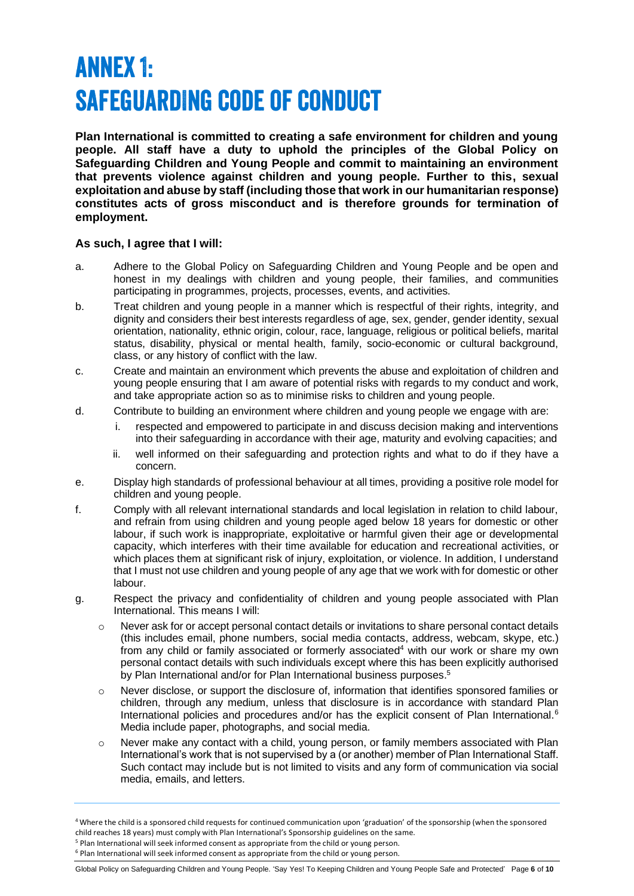# ANNEX 1: SAFEGUARDING CODE OF CONDUCT

**Plan International is committed to creating a safe environment for children and young people. All staff have a duty to uphold the principles of the Global Policy on Safeguarding Children and Young People and commit to maintaining an environment that prevents violence against children and young people. Further to this, sexual exploitation and abuse by staff (including those that work in our humanitarian response) constitutes acts of gross misconduct and is therefore grounds for termination of employment.**

**As such, I agree that I will:**

a. Adhere to the Global Policy on Safeguarding Children and Young People and be open and honest in my dealings with children and young people, their families, and communities participating in programmes, projects, processes, events, and activities.

b. Treat children and young people in a manner which is respectful of their rights, integrity, and dignity and considers their best interests regardless of age, sex, gender, gender identity, sexual orientation, nationality, ethnic origin, colour, race, language, religious or political beliefs, marital status, disability, physical or mental health, family, socio-economic or cultural background, class, or any history of conflict with the law.

c. Create and maintain an environment which prevents the abuse and exploitation of children and young people ensuring that I am aware of potential risks with regards to my conduct and work, and take appropriate action so as to minimise risks to children and young people.

d. Contribute to building an environment where children and young people we engage with are:
   i. respected and empowered to participate in and discuss decision making and interventions into their safeguarding in accordance with their age, maturity and evolving capacities; and
   ii. well informed on their safeguarding and protection rights and what to do if they have a concern.

e. Display high standards of professional behaviour at all times, providing a positive role model for children and young people.

f. Comply with all relevant international standards and local legislation in relation to child labour, and refrain from using children and young people aged below 18 years for domestic or other labour, if such work is inappropriate, exploitative or harmful given their age or developmental capacity, which interferes with their time available for education and recreational activities, or which places them at significant risk of injury, exploitation, or violence. In addition, I understand that I must not use children and young people of any age that we work with for domestic or other labour.

g. Respect the privacy and confidentiality of children and young people associated with Plan International. This means I will:
   - Never ask for or accept personal contact details or invitations to share personal contact details (this includes email, phone numbers, social media contacts, address, webcam, skype, etc.) from any child or family associated or formerly associated[4] with our work or share my own personal contact details with such individuals except where this has been explicitly authorised by Plan International and/or for Plan International business purposes.[5]
   - Never disclose, or support the disclosure of, information that identifies sponsored families or children, through any medium, unless that disclosure is in accordance with standard Plan International policies and procedures and/or has the explicit consent of Plan International.[6] Media include paper, photographs, and social media.
   - Never make any contact with a child, young person, or family members associated with Plan International's work that is not supervised by a (or another) member of Plan International Staff. Such contact may include but is not limited to visits and any form of communication via social media, emails, and letters.

---

[4] Where the child is a sponsored child requests for continued communication upon 'graduation' of the sponsorship (when the sponsored child reaches 18 years) must comply with Plan International's Sponsorship guidelines on the same.

[5] Plan International will seek informed consent as appropriate from the child or young person.

[6] Plan International will seek informed consent as appropriate from the child or young person.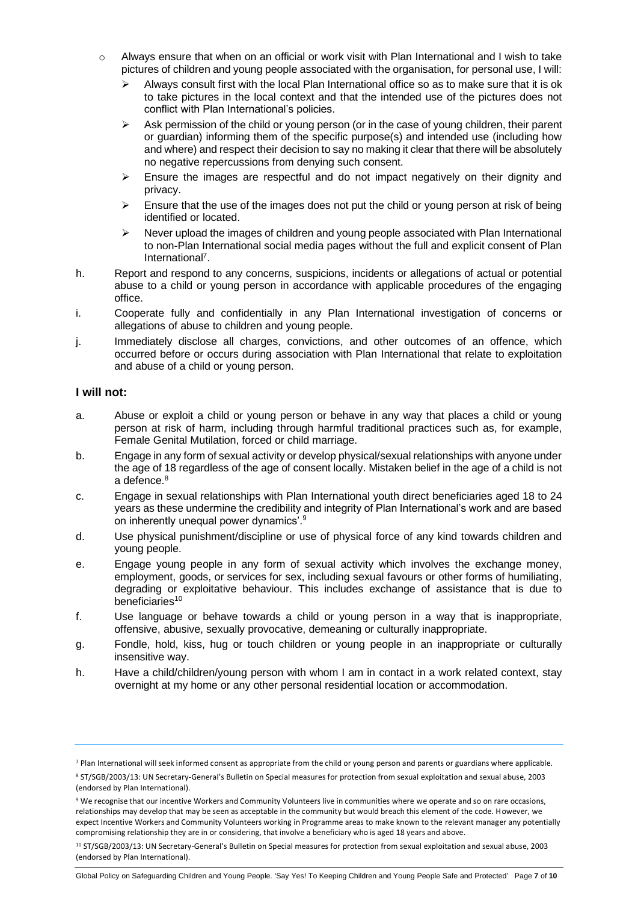- Always ensure that when on an official or work visit with Plan International and I wish to take pictures of children and young people associated with the organisation, for personal use, I will:
  - Always consult first with the local Plan International office so as to make sure that it is ok to take pictures in the local context and that the intended use of the pictures does not conflict with Plan International's policies.
  - Ask permission of the child or young person (or in the case of young children, their parent or guardian) informing them of the specific purpose(s) and intended use (including how and where) and respect their decision to say no making it clear that there will be absolutely no negative repercussions from denying such consent.
  - Ensure the images are respectful and do not impact negatively on their dignity and privacy.
  - Ensure that the use of the images does not put the child or young person at risk of being identified or located.
  - Never upload the images of children and young people associated with Plan International to non-Plan International social media pages without the full and explicit consent of Plan International[7].

h. Report and respond to any concerns, suspicions, incidents or allegations of actual or potential abuse to a child or young person in accordance with applicable procedures of the engaging office.

i. Cooperate fully and confidentially in any Plan International investigation of concerns or allegations of abuse to children and young people.

j. Immediately disclose all charges, convictions, and other outcomes of an offence, which occurred before or occurs during association with Plan International that relate to exploitation and abuse of a child or young person.

## I will not:

a. Abuse or exploit a child or young person or behave in any way that places a child or young person at risk of harm, including through harmful traditional practices such as, for example, Female Genital Mutilation, forced or child marriage.

b. Engage in any form of sexual activity or develop physical/sexual relationships with anyone under the age of 18 regardless of the age of consent locally. Mistaken belief in the age of a child is not a defence.[8]

c. Engage in sexual relationships with Plan International youth direct beneficiaries aged 18 to 24 years as these undermine the credibility and integrity of Plan International's work and are based on inherently unequal power dynamics'.[9]

d. Use physical punishment/discipline or use of physical force of any kind towards children and young people.

e. Engage young people in any form of sexual activity which involves the exchange money, employment, goods, or services for sex, including sexual favours or other forms of humiliating, degrading or exploitative behaviour. This includes exchange of assistance that is due to beneficiaries[10]

f. Use language or behave towards a child or young person in a way that is inappropriate, offensive, abusive, sexually provocative, demeaning or culturally inappropriate.

g. Fondle, hold, kiss, hug or touch children or young people in an inappropriate or culturally insensitive way.

h. Have a child/children/young person with whom I am in contact in a work related context, stay overnight at my home or any other personal residential location or accommodation.

---

[7] Plan International will seek informed consent as appropriate from the child or young person and parents or guardians where applicable.

[8] ST/SGB/2003/13: UN Secretary-General's Bulletin on Special measures for protection from sexual exploitation and sexual abuse, 2003 (endorsed by Plan International).

[9] We recognise that our incentive Workers and Community Volunteers live in communities where we operate and so on rare occasions, relationships may develop that may be seen as acceptable in the community but would breach this element of the code. However, we expect Incentive Workers and Community Volunteers working in Programme areas to make known to the relevant manager any potentially compromising relationship they are in or considering, that involve a beneficiary who is aged 18 years and above.

[10] ST/SGB/2003/13: UN Secretary-General's Bulletin on Special measures for protection from sexual exploitation and sexual abuse, 2003 (endorsed by Plan International).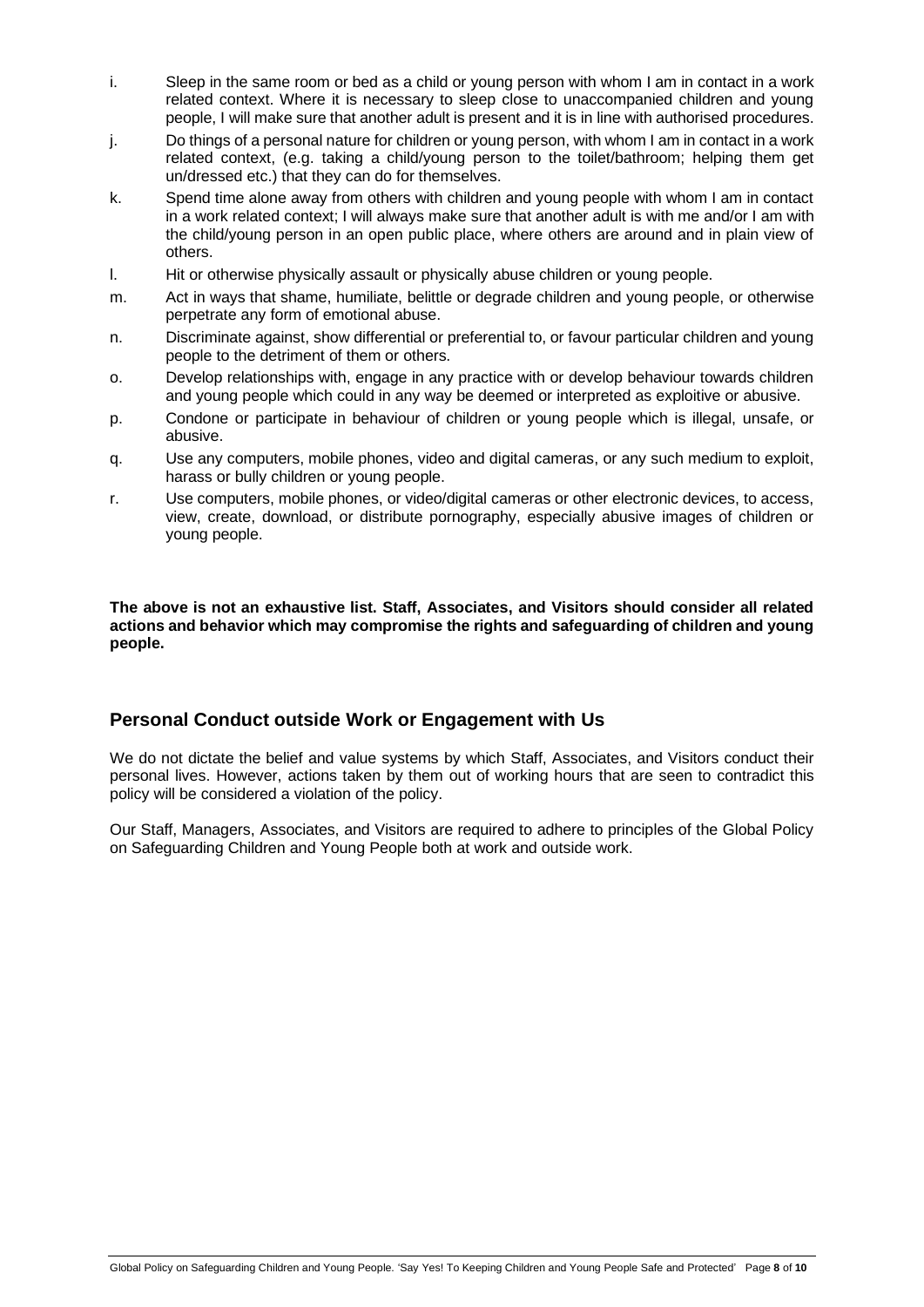i. Sleep in the same room or bed as a child or young person with whom I am in contact in a work related context. Where it is necessary to sleep close to unaccompanied children and young people, I will make sure that another adult is present and it is in line with authorised procedures.

j. Do things of a personal nature for children or young person, with whom I am in contact in a work related context, (e.g. taking a child/young person to the toilet/bathroom; helping them get un/dressed etc.) that they can do for themselves.

k. Spend time alone away from others with children and young people with whom I am in contact in a work related context; I will always make sure that another adult is with me and/or I am with the child/young person in an open public place, where others are around and in plain view of others.

l. Hit or otherwise physically assault or physically abuse children or young people.

m. Act in ways that shame, humiliate, belittle or degrade children and young people, or otherwise perpetrate any form of emotional abuse.

n. Discriminate against, show differential or preferential to, or favour particular children and young people to the detriment of them or others.

o. Develop relationships with, engage in any practice with or develop behaviour towards children and young people which could in any way be deemed or interpreted as exploitive or abusive.

p. Condone or participate in behaviour of children or young people which is illegal, unsafe, or abusive.

q. Use any computers, mobile phones, video and digital cameras, or any such medium to exploit, harass or bully children or young people.

r. Use computers, mobile phones, or video/digital cameras or other electronic devices, to access, view, create, download, or distribute pornography, especially abusive images of children or young people.

**The above is not an exhaustive list. Staff, Associates, and Visitors should consider all related actions and behavior which may compromise the rights and safeguarding of children and young people.**

## Personal Conduct outside Work or Engagement with Us

We do not dictate the belief and value systems by which Staff, Associates, and Visitors conduct their personal lives. However, actions taken by them out of working hours that are seen to contradict this policy will be considered a violation of the policy.

Our Staff, Managers, Associates, and Visitors are required to adhere to principles of the Global Policy on Safeguarding Children and Young People both at work and outside work.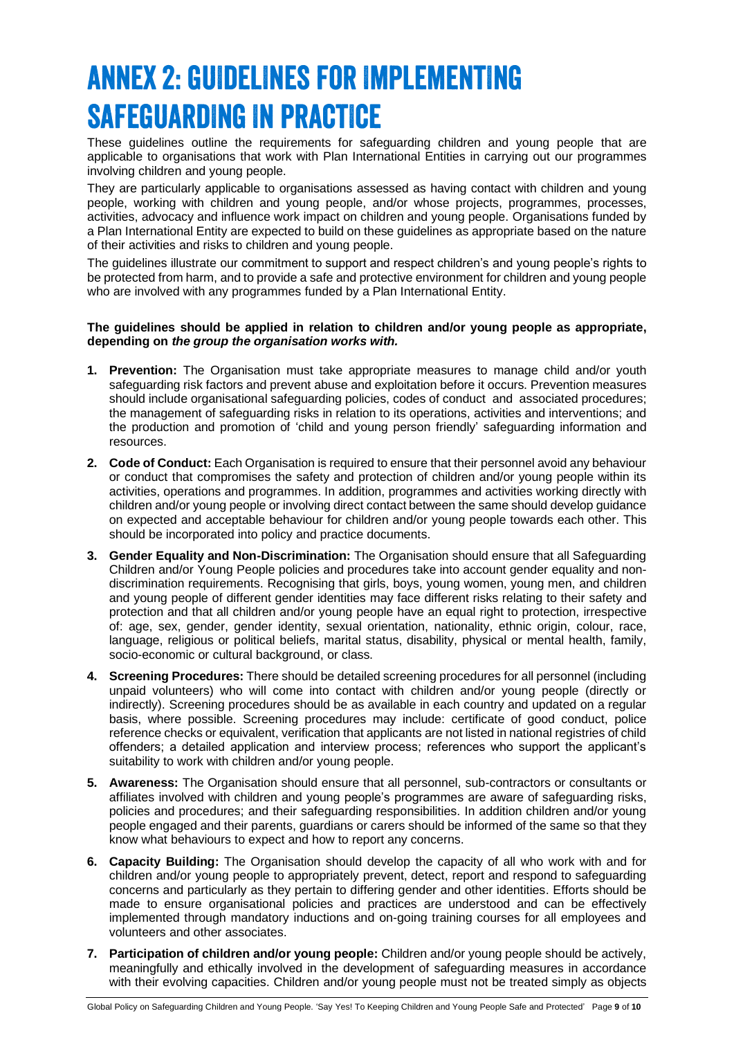# ANNEX 2: GUIDELINES FOR IMPLEMENTING SAFEGUARDING IN PRACTICE

These guidelines outline the requirements for safeguarding children and young people that are applicable to organisations that work with Plan International Entities in carrying out our programmes involving children and young people.

They are particularly applicable to organisations assessed as having contact with children and young people, working with children and young people, and/or whose projects, programmes, processes, activities, advocacy and influence work impact on children and young people. Organisations funded by a Plan International Entity are expected to build on these guidelines as appropriate based on the nature of their activities and risks to children and young people.

The guidelines illustrate our commitment to support and respect children's and young people's rights to be protected from harm, and to provide a safe and protective environment for children and young people who are involved with any programmes funded by a Plan International Entity.

**The guidelines should be applied in relation to children and/or young people as appropriate, depending on *the group the organisation works with.***

1. **Prevention:** The Organisation must take appropriate measures to manage child and/or youth safeguarding risk factors and prevent abuse and exploitation before it occurs. Prevention measures should include organisational safeguarding policies, codes of conduct and associated procedures; the management of safeguarding risks in relation to its operations, activities and interventions; and the production and promotion of 'child and young person friendly' safeguarding information and resources.
2. **Code of Conduct:** Each Organisation is required to ensure that their personnel avoid any behaviour or conduct that compromises the safety and protection of children and/or young people within its activities, operations and programmes. In addition, programmes and activities working directly with children and/or young people or involving direct contact between the same should develop guidance on expected and acceptable behaviour for children and/or young people towards each other. This should be incorporated into policy and practice documents.
3. **Gender Equality and Non-Discrimination:** The Organisation should ensure that all Safeguarding Children and/or Young People policies and procedures take into account gender equality and non-discrimination requirements. Recognising that girls, boys, young women, young men, and children and young people of different gender identities may face different risks relating to their safety and protection and that all children and/or young people have an equal right to protection, irrespective of: age, sex, gender, gender identity, sexual orientation, nationality, ethnic origin, colour, race, language, religious or political beliefs, marital status, disability, physical or mental health, family, socio-economic or cultural background, or class.
4. **Screening Procedures:** There should be detailed screening procedures for all personnel (including unpaid volunteers) who will come into contact with children and/or young people (directly or indirectly). Screening procedures should be as available in each country and updated on a regular basis, where possible. Screening procedures may include: certificate of good conduct, police reference checks or equivalent, verification that applicants are not listed in national registries of child offenders; a detailed application and interview process; references who support the applicant's suitability to work with children and/or young people.
5. **Awareness:** The Organisation should ensure that all personnel, sub-contractors or consultants or affiliates involved with children and young people's programmes are aware of safeguarding risks, policies and procedures; and their safeguarding responsibilities. In addition children and/or young people engaged and their parents, guardians or carers should be informed of the same so that they know what behaviours to expect and how to report any concerns.
6. **Capacity Building:** The Organisation should develop the capacity of all who work with and for children and/or young people to appropriately prevent, detect, report and respond to safeguarding concerns and particularly as they pertain to differing gender and other identities. Efforts should be made to ensure organisational policies and practices are understood and can be effectively implemented through mandatory inductions and on-going training courses for all employees and volunteers and other associates.
7. **Participation of children and/or young people:** Children and/or young people should be actively, meaningfully and ethically involved in the development of safeguarding measures in accordance with their evolving capacities. Children and/or young people must not be treated simply as objects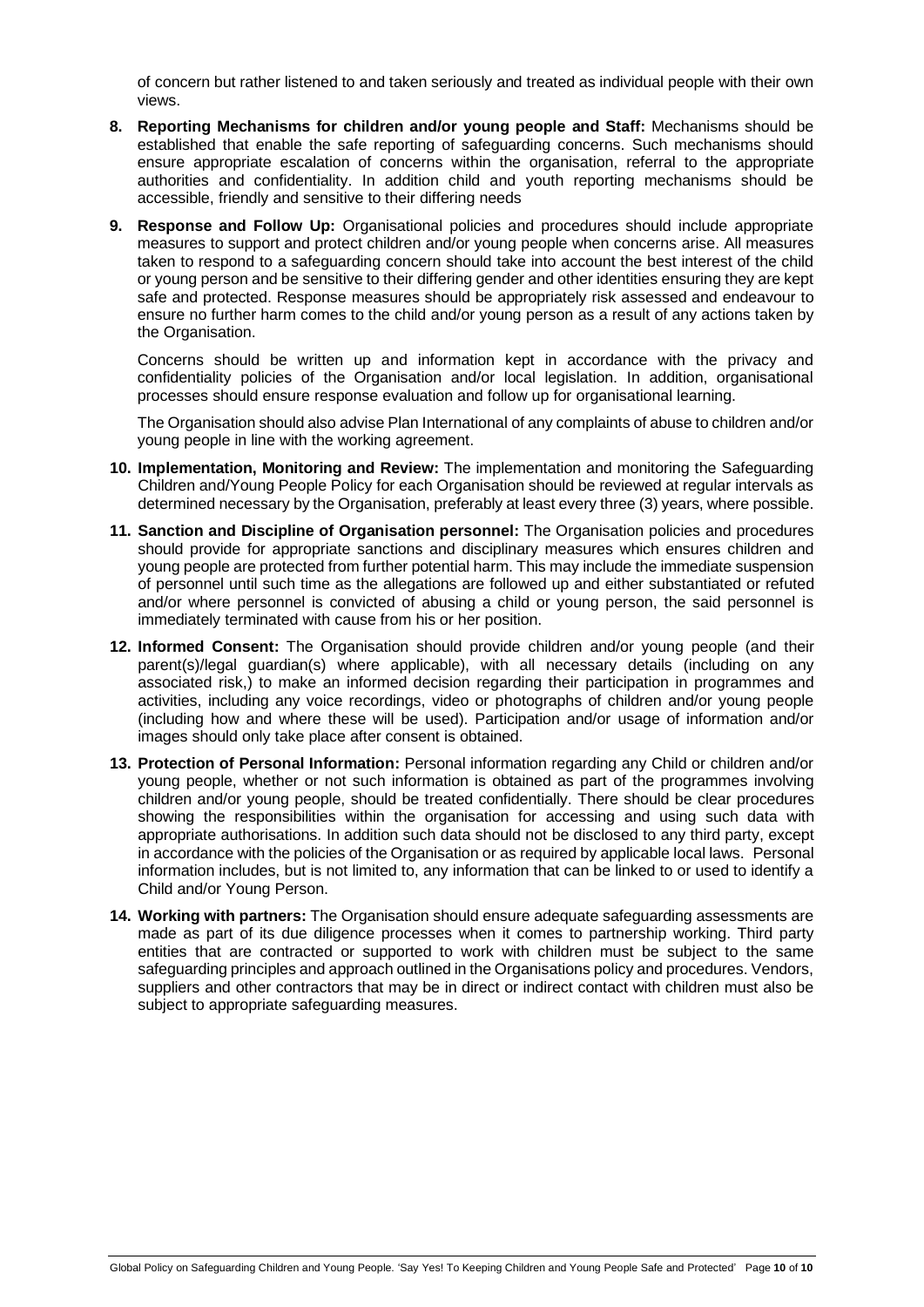of concern but rather listened to and taken seriously and treated as individual people with their own views.

8. **Reporting Mechanisms for children and/or young people and Staff:** Mechanisms should be established that enable the safe reporting of safeguarding concerns. Such mechanisms should ensure appropriate escalation of concerns within the organisation, referral to the appropriate authorities and confidentiality. In addition child and youth reporting mechanisms should be accessible, friendly and sensitive to their differing needs

9. **Response and Follow Up:** Organisational policies and procedures should include appropriate measures to support and protect children and/or young people when concerns arise. All measures taken to respond to a safeguarding concern should take into account the best interest of the child or young person and be sensitive to their differing gender and other identities ensuring they are kept safe and protected. Response measures should be appropriately risk assessed and endeavour to ensure no further harm comes to the child and/or young person as a result of any actions taken by the Organisation.

   Concerns should be written up and information kept in accordance with the privacy and confidentiality policies of the Organisation and/or local legislation. In addition, organisational processes should ensure response evaluation and follow up for organisational learning.

   The Organisation should also advise Plan International of any complaints of abuse to children and/or young people in line with the working agreement.

10. **Implementation, Monitoring and Review:** The implementation and monitoring the Safeguarding Children and/Young People Policy for each Organisation should be reviewed at regular intervals as determined necessary by the Organisation, preferably at least every three (3) years, where possible.

11. **Sanction and Discipline of Organisation personnel:** The Organisation policies and procedures should provide for appropriate sanctions and disciplinary measures which ensures children and young people are protected from further potential harm. This may include the immediate suspension of personnel until such time as the allegations are followed up and either substantiated or refuted and/or where personnel is convicted of abusing a child or young person, the said personnel is immediately terminated with cause from his or her position.

12. **Informed Consent:** The Organisation should provide children and/or young people (and their parent(s)/legal guardian(s) where applicable), with all necessary details (including on any associated risk,) to make an informed decision regarding their participation in programmes and activities, including any voice recordings, video or photographs of children and/or young people (including how and where these will be used). Participation and/or usage of information and/or images should only take place after consent is obtained.

13. **Protection of Personal Information:** Personal information regarding any Child or children and/or young people, whether or not such information is obtained as part of the programmes involving children and/or young people, should be treated confidentially. There should be clear procedures showing the responsibilities within the organisation for accessing and using such data with appropriate authorisations. In addition such data should not be disclosed to any third party, except in accordance with the policies of the Organisation or as required by applicable local laws. Personal information includes, but is not limited to, any information that can be linked to or used to identify a Child and/or Young Person.

14. **Working with partners:** The Organisation should ensure adequate safeguarding assessments are made as part of its due diligence processes when it comes to partnership working. Third party entities that are contracted or supported to work with children must be subject to the same safeguarding principles and approach outlined in the Organisations policy and procedures. Vendors, suppliers and other contractors that may be in direct or indirect contact with children must also be subject to appropriate safeguarding measures.